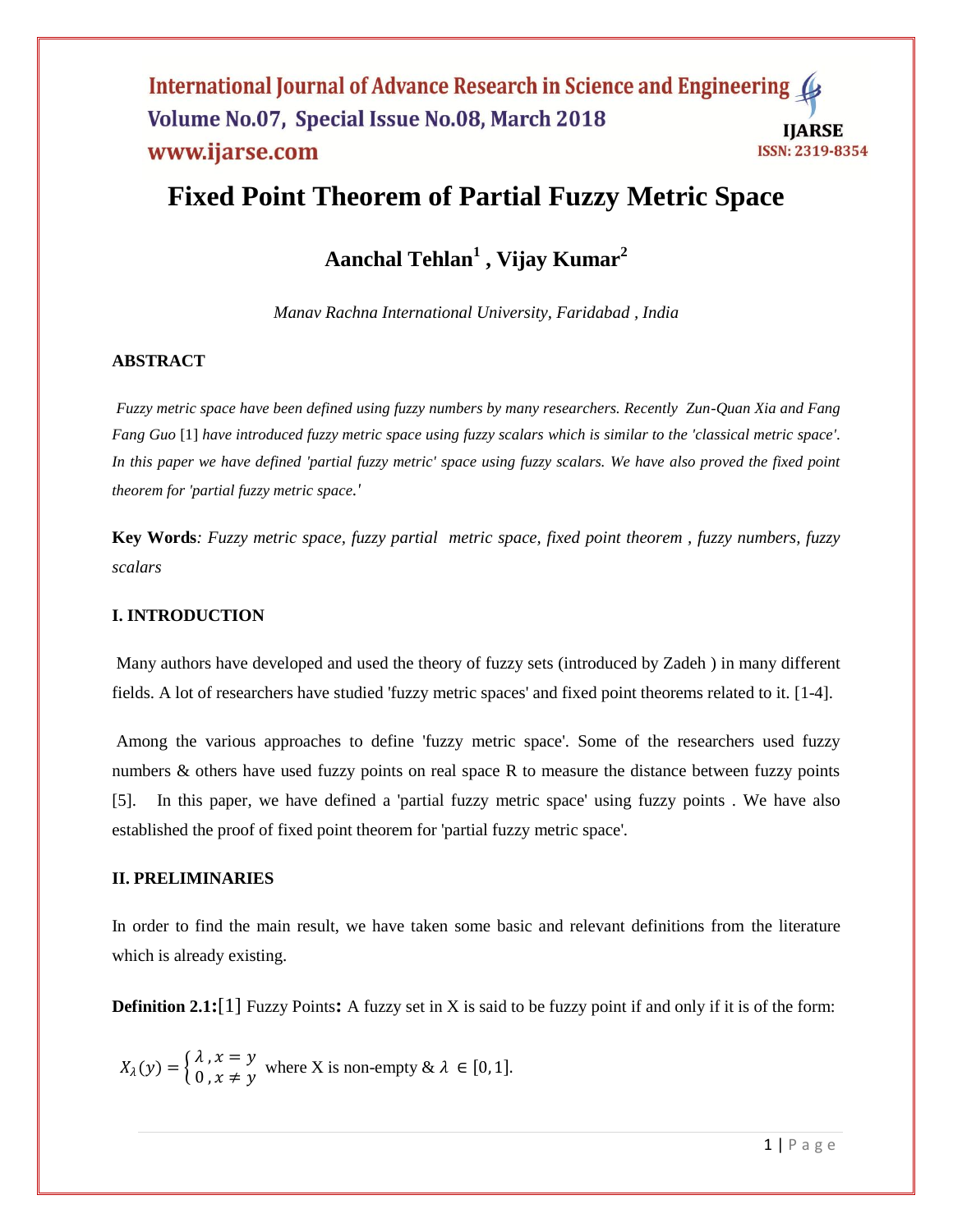# Fixed Point Theorem of Partial Fuzzy Metric Space

**Aanchal Tehlan[1] , Vijay Kumar[2]**

*Manav Rachna International University, Faridabad , India*

## ABSTRACT

*Fuzzy metric space have been defined using fuzzy numbers by many researchers. Recently Zun-Quan Xia and Fang Fang Guo* [1] *have introduced fuzzy metric space using fuzzy scalars which is similar to the 'classical metric space'. In this paper we have defined 'partial fuzzy metric' space using fuzzy scalars. We have also proved the fixed point theorem for 'partial fuzzy metric space.'*

**Key Words**: *Fuzzy metric space, fuzzy partial metric space, fixed point theorem , fuzzy numbers, fuzzy scalars*

## I. INTRODUCTION

Many authors have developed and used the theory of fuzzy sets (introduced by Zadeh ) in many different fields. A lot of researchers have studied 'fuzzy metric spaces' and fixed point theorems related to it. [1-4].

Among the various approaches to define 'fuzzy metric space'. Some of the researchers used fuzzy numbers & others have used fuzzy points on real space R to measure the distance between fuzzy points [5]. In this paper, we have defined a 'partial fuzzy metric space' using fuzzy points . We have also established the proof of fixed point theorem for 'partial fuzzy metric space'.

## II. PRELIMINARIES

In order to find the main result, we have taken some basic and relevant definitions from the literature which is already existing.

**Definition 2.1:**[1] Fuzzy Points**:** A fuzzy set in X is said to be fuzzy point if and only if it is of the form:

$X_\lambda(y) = \begin{cases} \lambda \, , x = y \\ 0 \, , x \neq y \end{cases}$ where X is non-empty & $\lambda \in [0,1]$.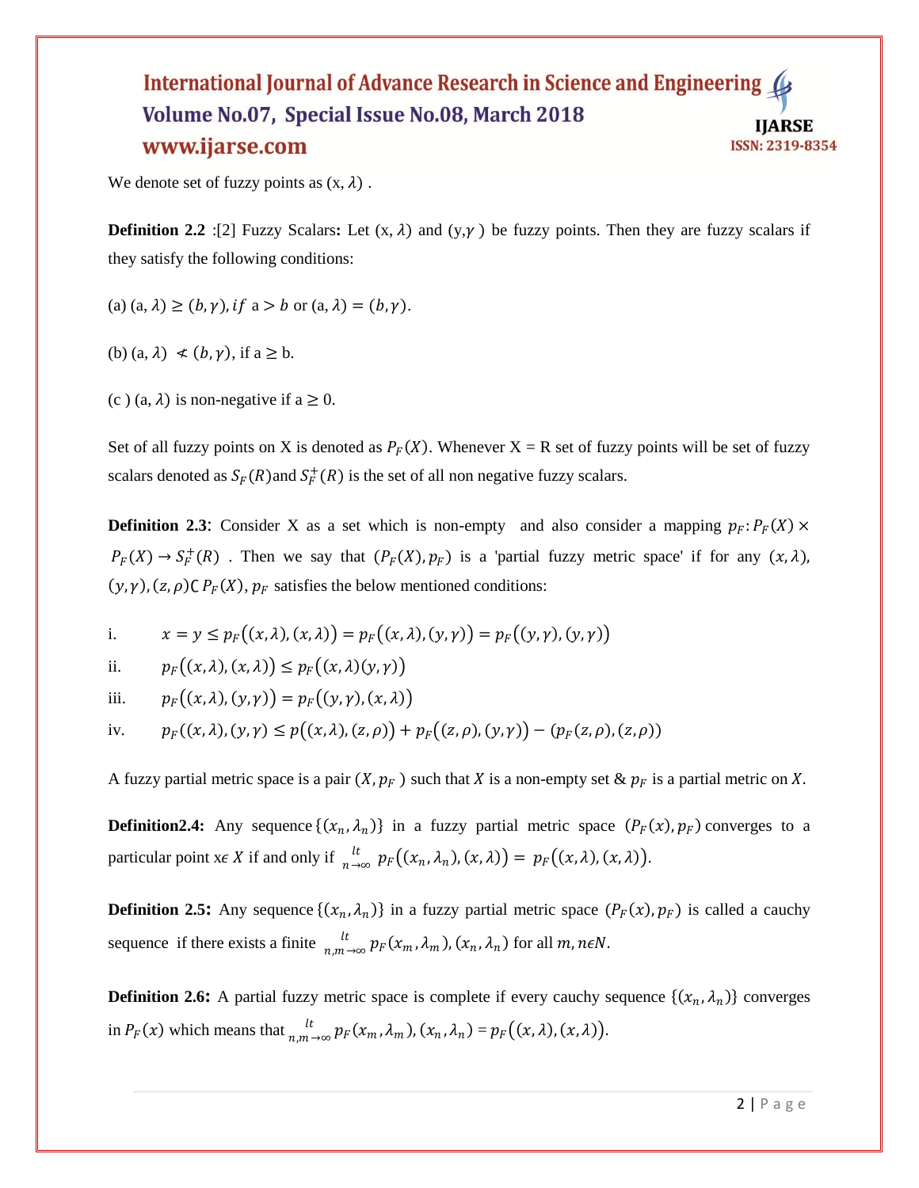We denote set of fuzzy points as $(x, \lambda)$ .

**Definition 2.2** :[2] Fuzzy Scalars**:** Let $(x, \lambda)$ and $(y,\gamma)$ be fuzzy points. Then they are fuzzy scalars if they satisfy the following conditions:

(a) $(a, \lambda) \geq (b, \gamma), if$ $a > b$ or $(a, \lambda) = (b, \gamma)$.

(b) $(a, \lambda) \not< (b, \gamma)$, if $a \geq b$.

(c ) $(a, \lambda)$ is non-negative if $a \geq 0$.

Set of all fuzzy points on X is denoted as $P_F(X)$. Whenever X = R set of fuzzy points will be set of fuzzy scalars denoted as $S_F(R)$and $S_F^+(R)$ is the set of all non negative fuzzy scalars.

**Definition 2.3**: Consider X as a set which is non-empty and also consider a mapping $p_F: P_F(X) \times P_F(X) \rightarrow S_F^+(R)$ . Then we say that $(P_F(X), p_F)$ is a 'partial fuzzy metric space' if for any $(x, \lambda)$, $(y, \gamma), (z, \rho) \subset P_F(X)$, $p_F$ satisfies the below mentioned conditions:

i. $x = y \leq p_F\big((x,\lambda),(x,\lambda)\big) = p_F\big((x,\lambda),(y,\gamma)\big) = p_F\big((y,\gamma),(y,\gamma)\big)$

ii. $p_F\big((x,\lambda),(x,\lambda)\big) \leq p_F\big((x,\lambda)(y,\gamma)\big)$

iii. $p_F\big((x,\lambda),(y,\gamma)\big) = p_F\big((y,\gamma),(x,\lambda)\big)$

iv. $p_F((x,\lambda),(y,\gamma) \leq p\big((x,\lambda),(z,\rho)\big) + p_F\big((z,\rho),(y,\gamma)\big) - (p_F(z,\rho),(z,\rho))$

A fuzzy partial metric space is a pair $(X, p_F)$ such that $X$ is a non-empty set & $p_F$ is a partial metric on $X$.

**Definition2.4:** Any sequence $\{(x_n, \lambda_n)\}$ in a fuzzy partial metric space $(P_F(x), p_F)$ converges to a particular point x$\epsilon$ $X$ if and only if $\lim_{n\rightarrow\infty} p_F\big((x_n,\lambda_n),(x,\lambda)\big) = p_F\big((x,\lambda),(x,\lambda)\big)$.

**Definition 2.5:** Any sequence $\{(x_n, \lambda_n)\}$ in a fuzzy partial metric space $(P_F(x), p_F)$ is called a cauchy sequence if there exists a finite $\lim_{n,m\rightarrow\infty} p_F(x_m,\lambda_m),(x_n,\lambda_n)$ for all $m, n\epsilon N$.

**Definition 2.6:** A partial fuzzy metric space is complete if every cauchy sequence $\{(x_n, \lambda_n)\}$ converges in $P_F(x)$ which means that $\lim_{n,m\rightarrow\infty} p_F(x_m,\lambda_m),(x_n,\lambda_n) = p_F\big((x,\lambda),(x,\lambda)\big)$.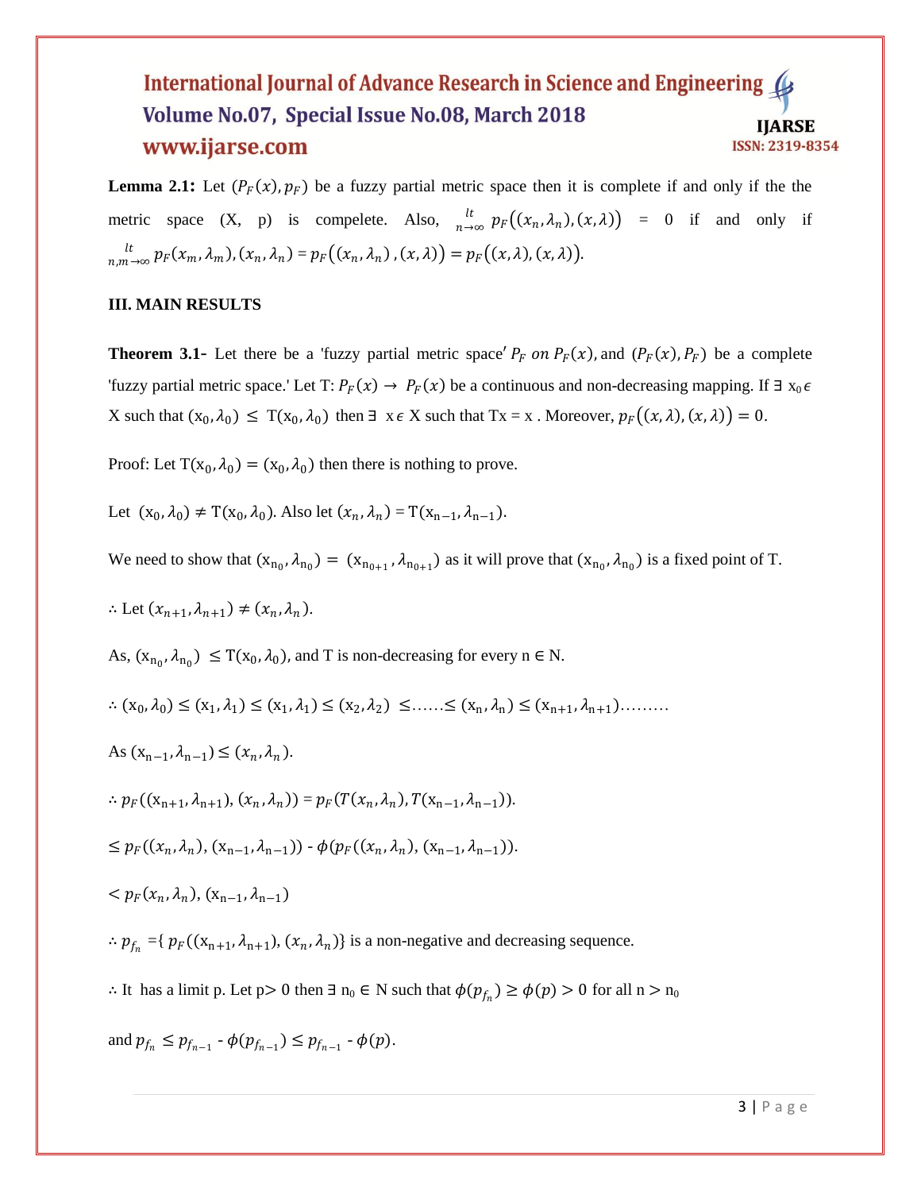**Lemma 2.1:** Let $(P_F(x), p_F)$ be a fuzzy partial metric space then it is complete if and only if the the metric space (X, p) is compelete. Also, $\underset{n\to\infty}{lt}\ p_F((x_n,\lambda_n),(x,\lambda)) = 0$ if and only if $\underset{n,m\to\infty}{lt}\ p_F(x_m,\lambda_m),(x_n,\lambda_n) = p_F((x_n,\lambda_n),(x,\lambda)) = p_F((x,\lambda),(x,\lambda))$.

## III. MAIN RESULTS

**Theorem 3.1-** Let there be a 'fuzzy partial metric space' $P_F$ on $P_F(x)$, and $(P_F(x), P_F)$ be a complete 'fuzzy partial metric space.' Let T: $P_F(x) \to P_F(x)$ be a continuous and non-decreasing mapping. If $\exists$ $x_0 \epsilon$ X such that $(x_0,\lambda_0) \le T(x_0,\lambda_0)$ then $\exists$ $x \epsilon$ X such that Tx = x . Moreover, $p_F((x,\lambda),(x,\lambda)) = 0$.

Proof: Let $T(x_0,\lambda_0) = (x_0,\lambda_0)$ then there is nothing to prove.

Let $(x_0,\lambda_0) \ne T(x_0,\lambda_0)$. Also let $(x_n,\lambda_n) = T(x_{n-1},\lambda_{n-1})$.

We need to show that $(x_{n_0},\lambda_{n_0}) = (x_{n_{0+1}},\lambda_{n_{0+1}})$ as it will prove that $(x_{n_0},\lambda_{n_0})$ is a fixed point of T.

$\therefore$ Let $(x_{n+1},\lambda_{n+1}) \ne (x_n,\lambda_n)$.

As, $(x_{n_0},\lambda_{n_0}) \le T(x_0,\lambda_0)$, and T is non-decreasing for every n $\in$ N.

$\therefore (x_0,\lambda_0) \le (x_1,\lambda_1) \le (x_1,\lambda_1) \le (x_2,\lambda_2) \le \ldots\ldots \le (x_n,\lambda_n) \le (x_{n+1},\lambda_{n+1})\ldots\ldots\ldots$

As $(x_{n-1},\lambda_{n-1}) \le (x_n,\lambda_n)$.

$\therefore p_F((x_{n+1},\lambda_{n+1}),(x_n,\lambda_n)) = p_F(T(x_n,\lambda_n),T(x_{n-1},\lambda_{n-1}))$.

$\le p_F((x_n,\lambda_n),(x_{n-1},\lambda_{n-1})) - \phi(p_F((x_n,\lambda_n),(x_{n-1},\lambda_{n-1}))$.

$< p_F(x_n,\lambda_n),(x_{n-1},\lambda_{n-1})$

$\therefore p_{f_n} = \{ p_F((x_{n+1},\lambda_{n+1}),(x_n,\lambda_n)\}$ is a non-negative and decreasing sequence.

$\therefore$ It has a limit p. Let p$>$ 0 then $\exists$ $n_0 \in$ N such that $\phi(p_{f_n}) \ge \phi(p) > 0$ for all n $>$ $n_0$

and $p_{f_n} \le p_{f_{n-1}} - \phi(p_{f_{n-1}}) \le p_{f_{n-1}} - \phi(p)$.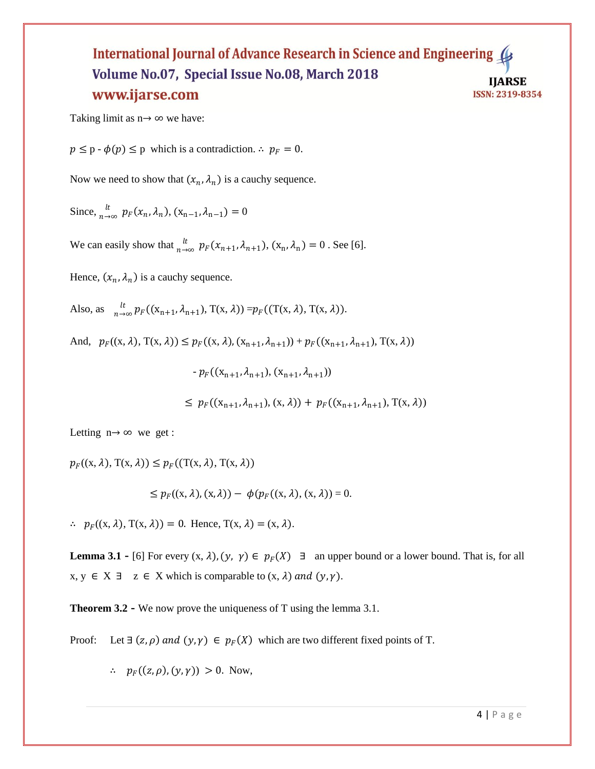Taking limit as $n \rightarrow \infty$ we have:

$p \leq p - \phi(p) \leq p$ which is a contradiction. $\therefore\ p_F = 0$.

Now we need to show that $(x_n, \lambda_n)$ is a cauchy sequence.

Since, $\underset{n\rightarrow\infty}{lt}\ p_F(x_n, \lambda_n), (x_{n-1}, \lambda_{n-1}) = 0$

We can easily show that $\underset{n\rightarrow\infty}{lt}\ p_F(x_{n+1}, \lambda_{n+1}), (x_n, \lambda_n) = 0$ . See [6].

Hence, $(x_n, \lambda_n)$ is a cauchy sequence.

Also, as $\underset{n\rightarrow\infty}{lt}\ p_F((x_{n+1}, \lambda_{n+1}), T(x, \lambda)) = p_F((T(x, \lambda), T(x, \lambda))$.

And, $p_F((x, \lambda), T(x, \lambda)) \leq p_F((x, \lambda), (x_{n+1}, \lambda_{n+1})) + p_F((x_{n+1}, \lambda_{n+1}), T(x, \lambda))$

$$- p_F((x_{n+1}, \lambda_{n+1}), (x_{n+1}, \lambda_{n+1}))$$

$$\leq p_F((x_{n+1}, \lambda_{n+1}), (x, \lambda)) + p_F((x_{n+1}, \lambda_{n+1}), T(x, \lambda))$$

Letting $n \rightarrow \infty$ we get :

$p_F((x, \lambda), T(x, \lambda)) \leq p_F((T(x, \lambda), T(x, \lambda))$

$$\leq p_F((x, \lambda), (x, \lambda)) - \phi(p_F((x, \lambda), (x, \lambda)) = 0.$$

$\therefore\ p_F((x, \lambda), T(x, \lambda)) = 0$. Hence, $T(x, \lambda) = (x, \lambda)$.

**Lemma 3.1 -** [6] For every $(x, \lambda), (y, \gamma) \in p_F(X)$ $\exists$ an upper bound or a lower bound. That is, for all $x, y \in X$ $\exists$ $z \in X$ which is comparable to $(x, \lambda)$ *and* $(y, \gamma)$.

**Theorem 3.2 -** We now prove the uniqueness of T using the lemma 3.1.

Proof: Let $\exists\ (z, \rho)$ *and* $(y, \gamma) \in p_F(X)$ which are two different fixed points of T.

$\therefore\ p_F((z, \rho), (y, \gamma)) > 0$. Now,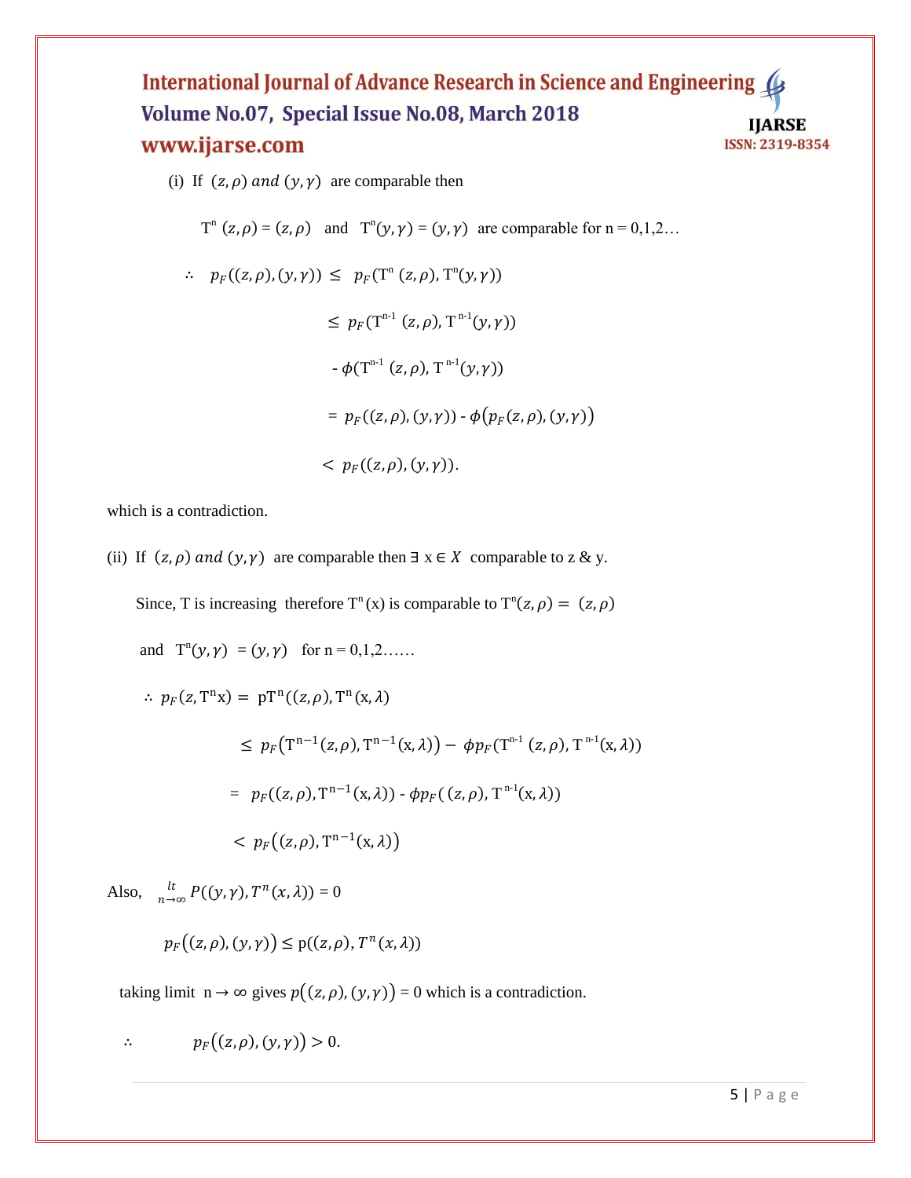(i) If $(z, \rho)$ *and* $(y, \gamma)$ are comparable then

$T^n (z, \rho) = (z, \rho)$ and $T^n(y, \gamma) = (y, \gamma)$ are comparable for n = 0,1,2…

$$
\begin{aligned}
\therefore \quad p_F((z, \rho), (y, \gamma)) &\leq p_F(T^n (z, \rho), T^n(y, \gamma)) \\
&\leq p_F(T^{n-1} (z, \rho), T^{n-1}(y, \gamma)) \\
&\quad - \phi(T^{n-1} (z, \rho), T^{n-1}(y, \gamma)) \\
&= p_F((z, \rho), (y, \gamma)) - \phi\big(p_F(z, \rho), (y, \gamma)\big) \\
&< p_F((z, \rho), (y, \gamma)).
\end{aligned}
$$

which is a contradiction.

(ii) If $(z, \rho)$ *and* $(y, \gamma)$ are comparable then $\exists$ $x \in X$ comparable to z & y.

Since, T is increasing therefore $T^n(x)$ is comparable to $T^n(z, \rho) = (z, \rho)$

and $T^n(y, \gamma) = (y, \gamma)$ for n = 0,1,2……

$$
\begin{aligned}
\therefore \; p_F(z, T^n x) &= pT^n((z, \rho), T^n(x, \lambda)) \\
&\leq p_F\big(T^{n-1}(z, \rho), T^{n-1}(x, \lambda)\big) - \phi p_F(T^{n-1} (z, \rho), T^{n-1}(x, \lambda)) \\
&= p_F((z, \rho), T^{n-1}(x, \lambda)) - \phi p_F( (z, \rho), T^{n-1}(x, \lambda)) \\
&< p_F\big((z, \rho), T^{n-1}(x, \lambda)\big)
\end{aligned}
$$

Also, $\underset{n \to \infty}{lt} P((y, \gamma), T^n(x, \lambda)) = 0$

$$p_F\big((z, \rho), (y, \gamma)\big) \leq p((z, \rho), T^n(x, \lambda))$$

taking limit $n \to \infty$ gives $p\big((z, \rho), (y, \gamma)\big) = 0$ which is a contradiction.

$$\therefore \quad p_F\big((z, \rho), (y, \gamma)\big) > 0.$$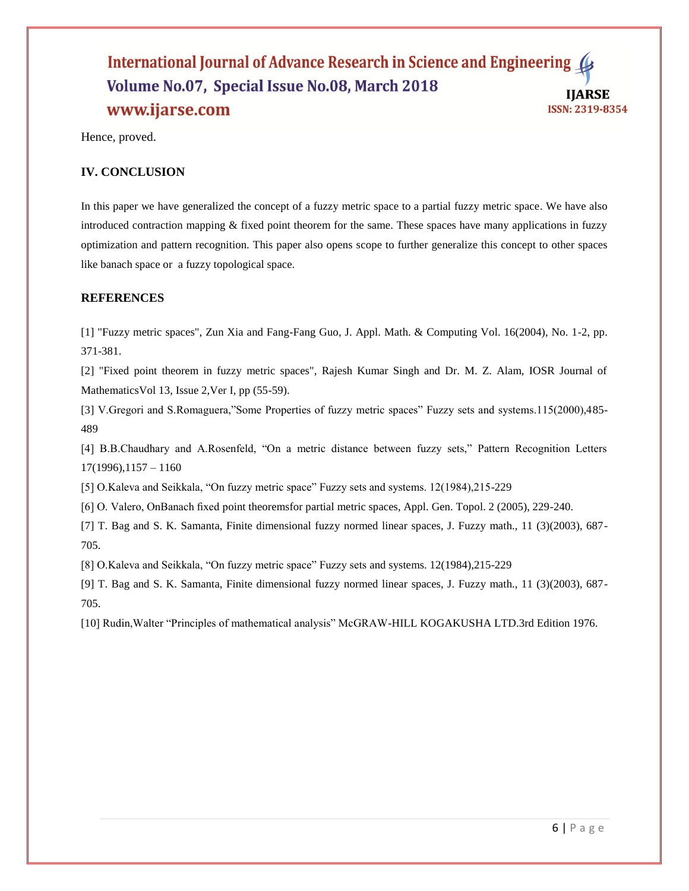Hence, proved.

## IV. CONCLUSION

In this paper we have generalized the concept of a fuzzy metric space to a partial fuzzy metric space. We have also introduced contraction mapping & fixed point theorem for the same. These spaces have many applications in fuzzy optimization and pattern recognition. This paper also opens scope to further generalize this concept to other spaces like banach space or a fuzzy topological space.

## REFERENCES

[1] "Fuzzy metric spaces", Zun Xia and Fang-Fang Guo, J. Appl. Math. & Computing Vol. 16(2004), No. 1-2, pp. 371-381.

[2] "Fixed point theorem in fuzzy metric spaces", Rajesh Kumar Singh and Dr. M. Z. Alam, IOSR Journal of MathematicsVol 13, Issue 2,Ver I, pp (55-59).

[3] V.Gregori and S.Romaguera,"Some Properties of fuzzy metric spaces" Fuzzy sets and systems.115(2000),485-489

[4] B.B.Chaudhary and A.Rosenfeld, "On a metric distance between fuzzy sets," Pattern Recognition Letters 17(1996),1157 – 1160

[5] O.Kaleva and Seikkala, "On fuzzy metric space" Fuzzy sets and systems. 12(1984),215-229

[6] O. Valero, OnBanach fixed point theoremsfor partial metric spaces, Appl. Gen. Topol. 2 (2005), 229-240.

[7] T. Bag and S. K. Samanta, Finite dimensional fuzzy normed linear spaces, J. Fuzzy math., 11 (3)(2003), 687-705.

[8] O.Kaleva and Seikkala, "On fuzzy metric space" Fuzzy sets and systems. 12(1984),215-229

[9] T. Bag and S. K. Samanta, Finite dimensional fuzzy normed linear spaces, J. Fuzzy math., 11 (3)(2003), 687-705.

[10] Rudin,Walter "Principles of mathematical analysis" McGRAW-HILL KOGAKUSHA LTD.3rd Edition 1976.